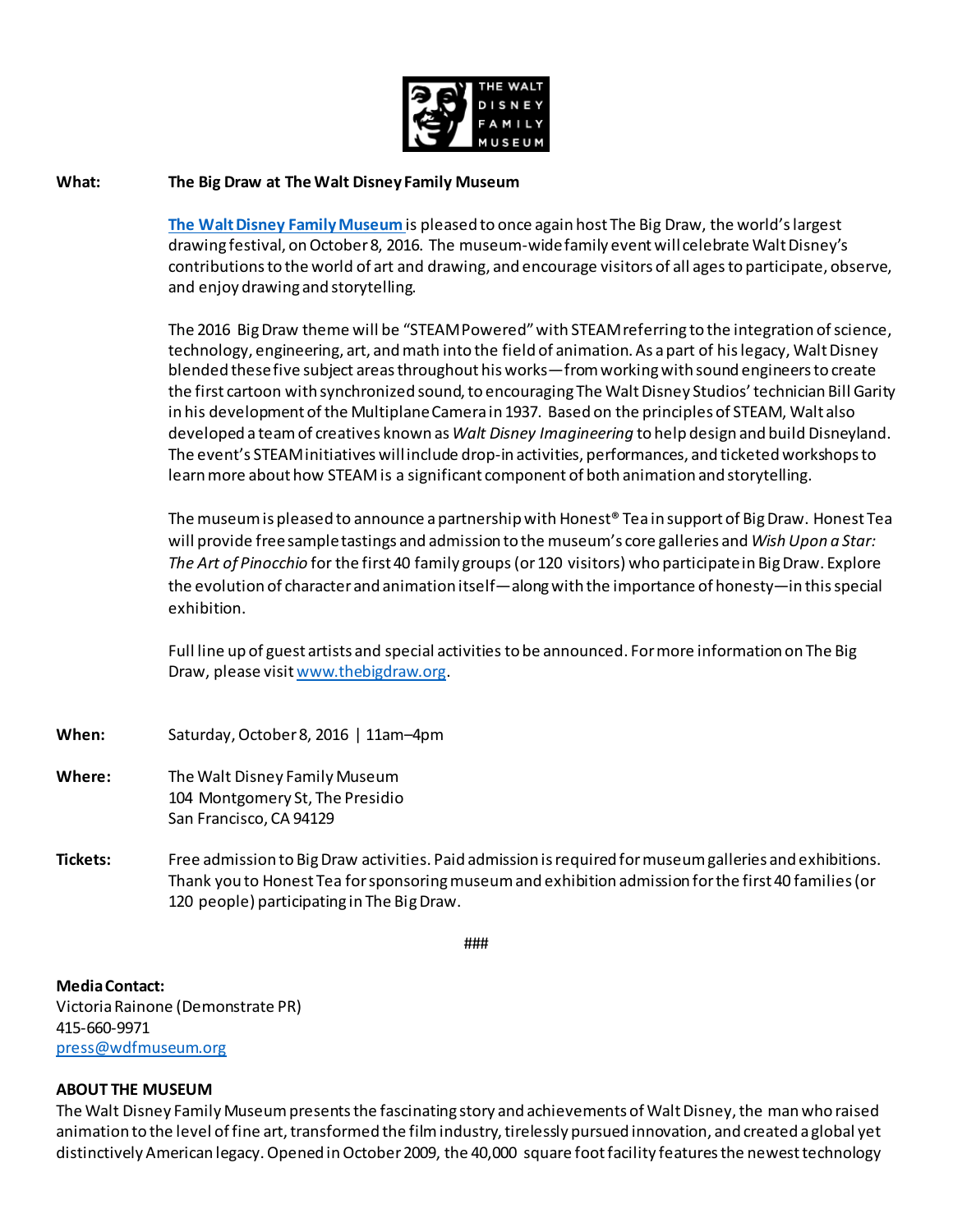THE WALT DISNEY FAMILY MUSEUM

**What:** **The Big Draw at The Walt Disney Family Museum**

[**The Walt Disney Family Museum**](http://www.waltdisney.org) is pleased to once again host The Big Draw, the world's largest drawing festival, on October 8, 2016. The museum-wide family event will celebrate Walt Disney's contributions to the world of art and drawing, and encourage visitors of all ages to participate, observe, and enjoy drawing and storytelling.

The 2016 Big Draw theme will be "STEAM Powered" with STEAM referring to the integration of science, technology, engineering, art, and math into the field of animation. As a part of his legacy, Walt Disney blended these five subject areas throughout his works—from working with sound engineers to create the first cartoon with synchronized sound, to encouraging The Walt Disney Studios' technician Bill Garity in his development of the Multiplane Camera in 1937. Based on the principles of STEAM, Walt also developed a team of creatives known as *Walt Disney Imagineering* to help design and build Disneyland. The event's STEAM initiatives will include drop-in activities, performances, and ticketed workshops to learn more about how STEAM is a significant component of both animation and storytelling.

The museum is pleased to announce a partnership with Honest® Tea in support of Big Draw. Honest Tea will provide free sample tastings and admission to the museum's core galleries and *Wish Upon a Star: The Art of Pinocchio* for the first 40 family groups (or 120 visitors) who participate in Big Draw. Explore the evolution of character and animation itself—along with the importance of honesty—in this special exhibition.

Full line up of guest artists and special activities to be announced. For more information on The Big Draw, please visit [www.thebigdraw.org](http://www.thebigdraw.org).

**When:** Saturday, October 8, 2016 | 11am–4pm

**Where:** The Walt Disney Family Museum
104 Montgomery St, The Presidio
San Francisco, CA 94129

**Tickets:** Free admission to Big Draw activities. Paid admission is required for museum galleries and exhibitions. Thank you to Honest Tea for sponsoring museum and exhibition admission for the first 40 families (or 120 people) participating in The Big Draw.

###

**Media Contact:**
Victoria Rainone (Demonstrate PR)
415-660-9971
[press@wdfmuseum.org](mailto:press@wdfmuseum.org)

**ABOUT THE MUSEUM**

The Walt Disney Family Museum presents the fascinating story and achievements of Walt Disney, the man who raised animation to the level of fine art, transformed the film industry, tirelessly pursued innovation, and created a global yet distinctively American legacy. Opened in October 2009, the 40,000 square foot facility features the newest technology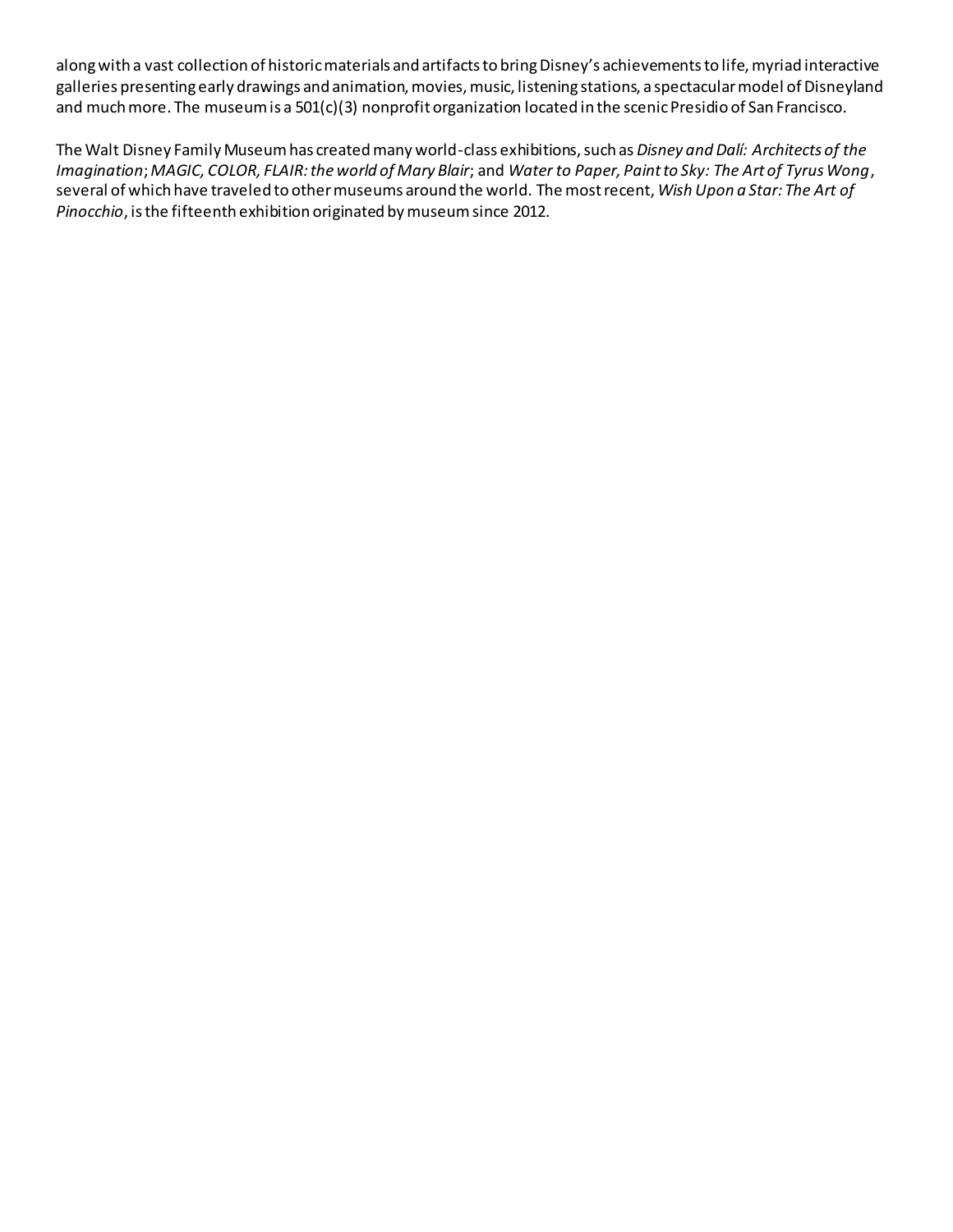along with a vast collection of historic materials and artifacts to bring Disney's achievements to life, myriad interactive galleries presenting early drawings and animation, movies, music, listening stations, a spectacular model of Disneyland and much more. The museum is a 501(c)(3) nonprofit organization located in the scenic Presidio of San Francisco.

The Walt Disney Family Museum has created many world-class exhibitions, such as *Disney and Dalí: Architects of the Imagination*; *MAGIC, COLOR, FLAIR: the world of Mary Blair*; and *Water to Paper, Paint to Sky: The Art of Tyrus Wong*, several of which have traveled to other museums around the world. The most recent, *Wish Upon a Star: The Art of Pinocchio*, is the fifteenth exhibition originated by museum since 2012.